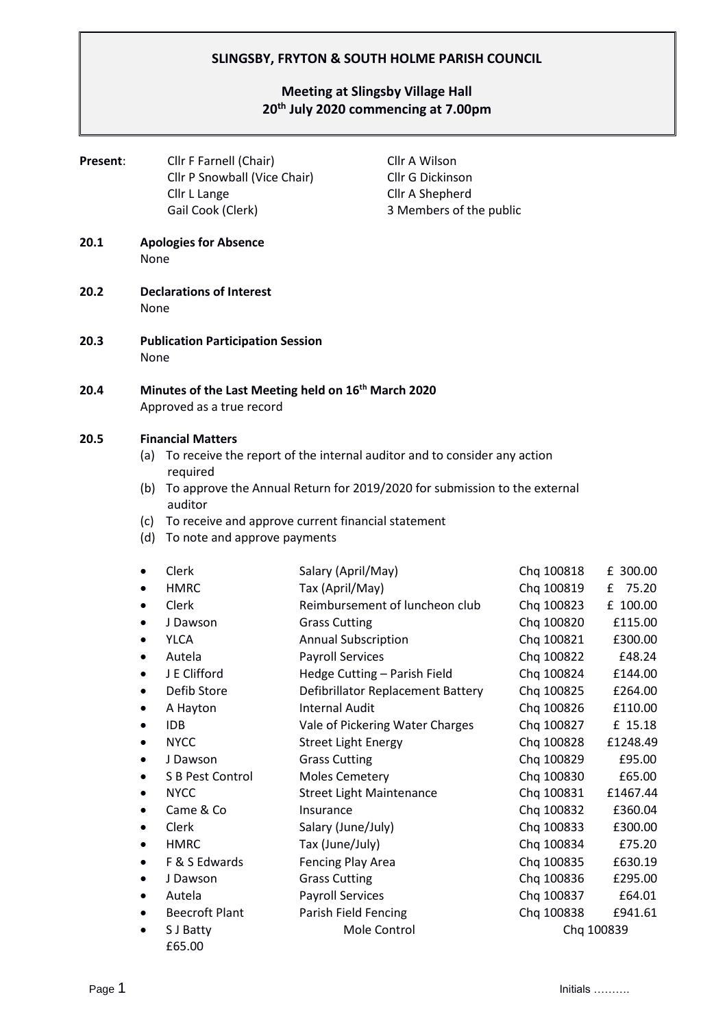# SLINGSBY, FRYTON & SOUTH HOLME PARISH COUNCIL

## Meeting at Slingsby Village Hall
## 20th July 2020 commencing at 7.00pm

**Present**:

| | |
|---|---|
| Cllr F Farnell (Chair) | Cllr A Wilson |
| Cllr P Snowball (Vice Chair) | Cllr G Dickinson |
| Cllr L Lange | Cllr A Shepherd |
| Gail Cook (Clerk) | 3 Members of the public |

**20.1 Apologies for Absence**

None

**20.2 Declarations of Interest**

None

**20.3 Publication Participation Session**

None

**20.4 Minutes of the Last Meeting held on 16th March 2020**

Approved as a true record

**20.5 Financial Matters**

(a) To receive the report of the internal auditor and to consider any action required
(b) To approve the Annual Return for 2019/2020 for submission to the external auditor
(c) To receive and approve current financial statement
(d) To note and approve payments

| | | | |
|---|---|---|---|
| Clerk | Salary (April/May) | Chq 100818 | £ 300.00 |
| HMRC | Tax (April/May) | Chq 100819 | £ 75.20 |
| Clerk | Reimbursement of luncheon club | Chq 100823 | £ 100.00 |
| J Dawson | Grass Cutting | Chq 100820 | £115.00 |
| YLCA | Annual Subscription | Chq 100821 | £300.00 |
| Autela | Payroll Services | Chq 100822 | £48.24 |
| J E Clifford | Hedge Cutting – Parish Field | Chq 100824 | £144.00 |
| Defib Store | Defibrillator Replacement Battery | Chq 100825 | £264.00 |
| A Hayton | Internal Audit | Chq 100826 | £110.00 |
| IDB | Vale of Pickering Water Charges | Chq 100827 | £ 15.18 |
| NYCC | Street Light Energy | Chq 100828 | £1248.49 |
| J Dawson | Grass Cutting | Chq 100829 | £95.00 |
| S B Pest Control | Moles Cemetery | Chq 100830 | £65.00 |
| NYCC | Street Light Maintenance | Chq 100831 | £1467.44 |
| Came & Co | Insurance | Chq 100832 | £360.04 |
| Clerk | Salary (June/July) | Chq 100833 | £300.00 |
| HMRC | Tax (June/July) | Chq 100834 | £75.20 |
| F & S Edwards | Fencing Play Area | Chq 100835 | £630.19 |
| J Dawson | Grass Cutting | Chq 100836 | £295.00 |
| Autela | Payroll Services | Chq 100837 | £64.01 |
| Beecroft Plant | Parish Field Fencing | Chq 100838 | £941.61 |
| S J Batty | Mole Control | Chq 100839 | £65.00 |

Initials ……….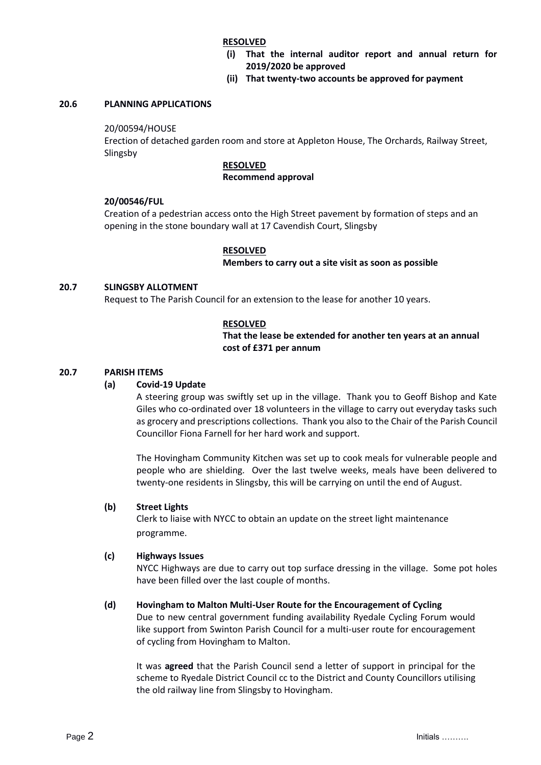**RESOLVED**

**(i) That the internal auditor report and annual return for 2019/2020 be approved**

**(ii) That twenty-two accounts be approved for payment**

## 20.6 PLANNING APPLICATIONS

20/00594/HOUSE

Erection of detached garden room and store at Appleton House, The Orchards, Railway Street, Slingsby

**RESOLVED**

**Recommend approval**

**20/00546/FUL**

Creation of a pedestrian access onto the High Street pavement by formation of steps and an opening in the stone boundary wall at 17 Cavendish Court, Slingsby

**RESOLVED**

**Members to carry out a site visit as soon as possible**

## 20.7 SLINGSBY ALLOTMENT

Request to The Parish Council for an extension to the lease for another 10 years.

**RESOLVED**

**That the lease be extended for another ten years at an annual cost of £371 per annum**

## 20.7 PARISH ITEMS

### (a) Covid-19 Update

A steering group was swiftly set up in the village. Thank you to Geoff Bishop and Kate Giles who co-ordinated over 18 volunteers in the village to carry out everyday tasks such as grocery and prescriptions collections. Thank you also to the Chair of the Parish Council Councillor Fiona Farnell for her hard work and support.

The Hovingham Community Kitchen was set up to cook meals for vulnerable people and people who are shielding. Over the last twelve weeks, meals have been delivered to twenty-one residents in Slingsby, this will be carrying on until the end of August.

### (b) Street Lights

Clerk to liaise with NYCC to obtain an update on the street light maintenance programme.

### (c) Highways Issues

NYCC Highways are due to carry out top surface dressing in the village. Some pot holes have been filled over the last couple of months.

### (d) Hovingham to Malton Multi-User Route for the Encouragement of Cycling

Due to new central government funding availability Ryedale Cycling Forum would like support from Swinton Parish Council for a multi-user route for encouragement of cycling from Hovingham to Malton.

It was **agreed** that the Parish Council send a letter of support in principal for the scheme to Ryedale District Council cc to the District and County Councillors utilising the old railway line from Slingsby to Hovingham.

Initials ……….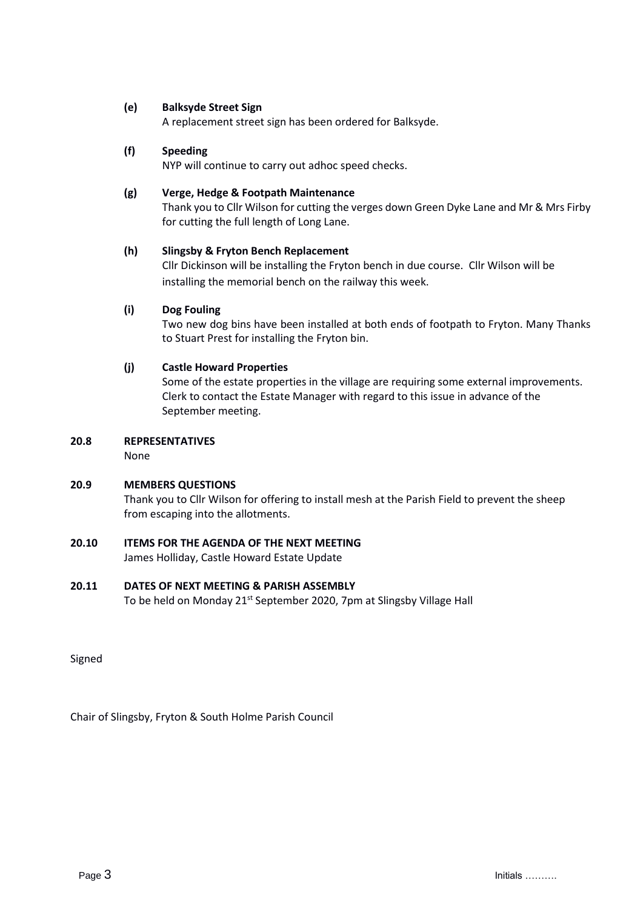**(e) Balksyde Street Sign**

A replacement street sign has been ordered for Balksyde.

**(f) Speeding**

NYP will continue to carry out adhoc speed checks.

**(g) Verge, Hedge & Footpath Maintenance**

Thank you to Cllr Wilson for cutting the verges down Green Dyke Lane and Mr & Mrs Firby for cutting the full length of Long Lane.

**(h) Slingsby & Fryton Bench Replacement**

Cllr Dickinson will be installing the Fryton bench in due course. Cllr Wilson will be installing the memorial bench on the railway this week.

**(i) Dog Fouling**

Two new dog bins have been installed at both ends of footpath to Fryton. Many Thanks to Stuart Prest for installing the Fryton bin.

**(j) Castle Howard Properties**

Some of the estate properties in the village are requiring some external improvements. Clerk to contact the Estate Manager with regard to this issue in advance of the September meeting.

**20.8 REPRESENTATIVES**

None

**20.9 MEMBERS QUESTIONS**

Thank you to Cllr Wilson for offering to install mesh at the Parish Field to prevent the sheep from escaping into the allotments.

**20.10 ITEMS FOR THE AGENDA OF THE NEXT MEETING**

James Holliday, Castle Howard Estate Update

**20.11 DATES OF NEXT MEETING & PARISH ASSEMBLY**

To be held on Monday 21st September 2020, 7pm at Slingsby Village Hall

Signed

Chair of Slingsby, Fryton & South Holme Parish Council

Initials ……….